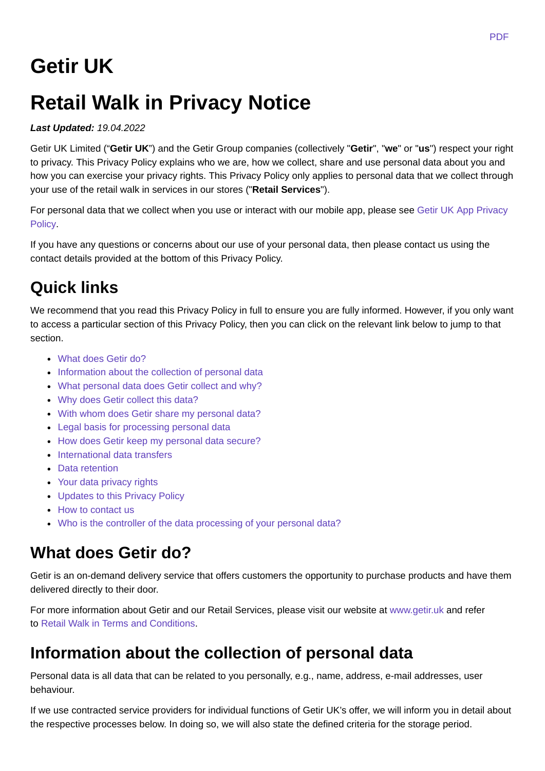PDF

# Getir UK

# Retail Walk in Privacy Notice

***Last Updated:*** *19.04.2022*

Getir UK Limited ("**Getir UK**") and the Getir Group companies (collectively "**Getir**", "**we**" or "**us**") respect your right to privacy. This Privacy Policy explains who we are, how we collect, share and use personal data about you and how you can exercise your privacy rights. This Privacy Policy only applies to personal data that we collect through your use of the retail walk in services in our stores ("**Retail Services**").

For personal data that we collect when you use or interact with our mobile app, please see Getir UK App Privacy Policy.

If you have any questions or concerns about our use of your personal data, then please contact us using the contact details provided at the bottom of this Privacy Policy.

## Quick links

We recommend that you read this Privacy Policy in full to ensure you are fully informed. However, if you only want to access a particular section of this Privacy Policy, then you can click on the relevant link below to jump to that section.

- What does Getir do?
- Information about the collection of personal data
- What personal data does Getir collect and why?
- Why does Getir collect this data?
- With whom does Getir share my personal data?
- Legal basis for processing personal data
- How does Getir keep my personal data secure?
- International data transfers
- Data retention
- Your data privacy rights
- Updates to this Privacy Policy
- How to contact us
- Who is the controller of the data processing of your personal data?

## What does Getir do?

Getir is an on-demand delivery service that offers customers the opportunity to purchase products and have them delivered directly to their door.

For more information about Getir and our Retail Services, please visit our website at www.getir.uk and refer to Retail Walk in Terms and Conditions.

## Information about the collection of personal data

Personal data is all data that can be related to you personally, e.g., name, address, e-mail addresses, user behaviour.

If we use contracted service providers for individual functions of Getir UK's offer, we will inform you in detail about the respective processes below. In doing so, we will also state the defined criteria for the storage period.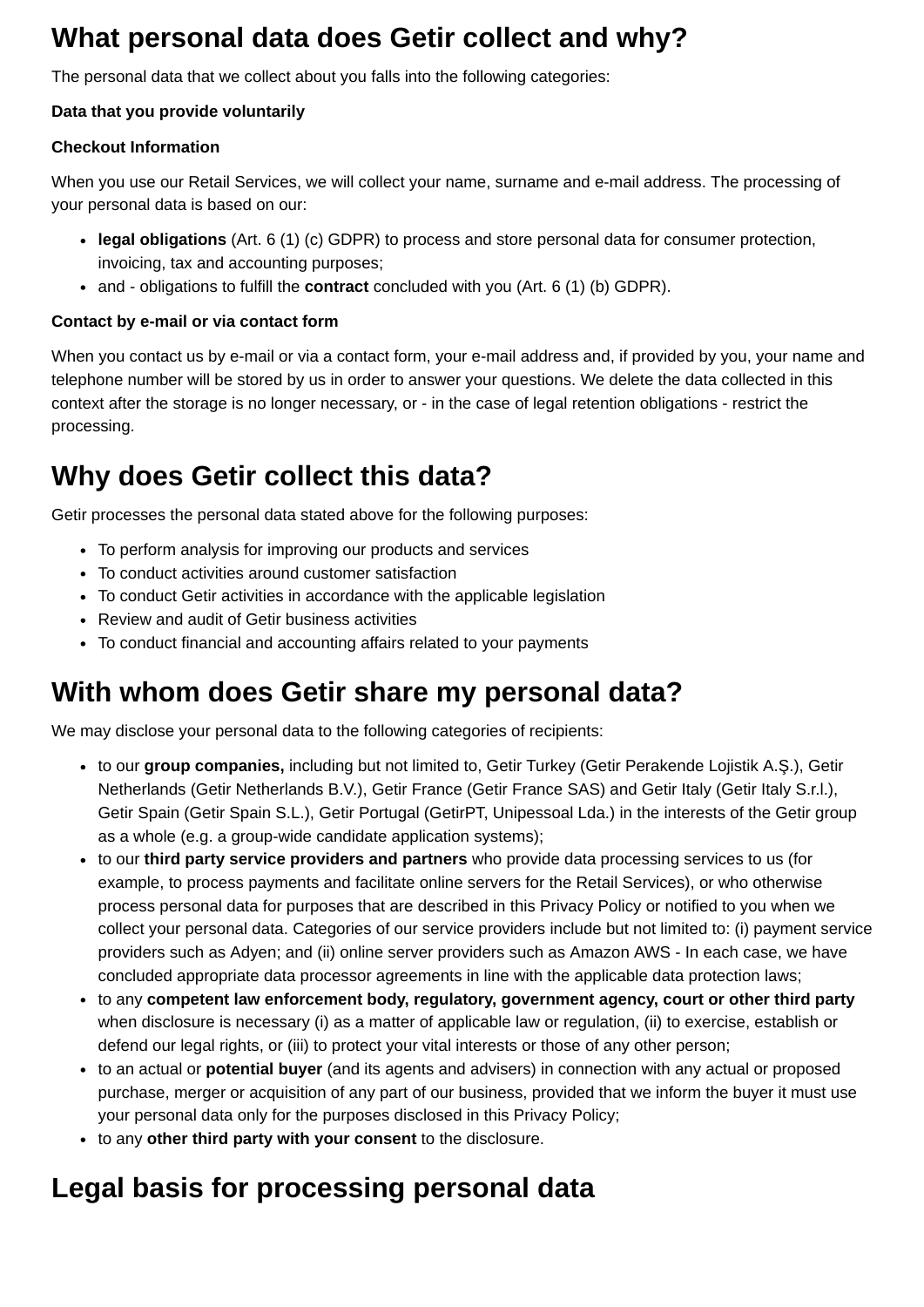# What personal data does Getir collect and why?

The personal data that we collect about you falls into the following categories:

**Data that you provide voluntarily**

**Checkout Information**

When you use our Retail Services, we will collect your name, surname and e-mail address. The processing of your personal data is based on our:

- **legal obligations** (Art. 6 (1) (c) GDPR) to process and store personal data for consumer protection, invoicing, tax and accounting purposes;
- and - obligations to fulfill the **contract** concluded with you (Art. 6 (1) (b) GDPR).

**Contact by e-mail or via contact form**

When you contact us by e-mail or via a contact form, your e-mail address and, if provided by you, your name and telephone number will be stored by us in order to answer your questions. We delete the data collected in this context after the storage is no longer necessary, or - in the case of legal retention obligations - restrict the processing.

# Why does Getir collect this data?

Getir processes the personal data stated above for the following purposes:

- To perform analysis for improving our products and services
- To conduct activities around customer satisfaction
- To conduct Getir activities in accordance with the applicable legislation
- Review and audit of Getir business activities
- To conduct financial and accounting affairs related to your payments

# With whom does Getir share my personal data?

We may disclose your personal data to the following categories of recipients:

- to our **group companies,** including but not limited to, Getir Turkey (Getir Perakende Lojistik A.Ş.), Getir Netherlands (Getir Netherlands B.V.), Getir France (Getir France SAS) and Getir Italy (Getir Italy S.r.l.), Getir Spain (Getir Spain S.L.), Getir Portugal (GetirPT, Unipessoal Lda.) in the interests of the Getir group as a whole (e.g. a group-wide candidate application systems);
- to our **third party service providers and partners** who provide data processing services to us (for example, to process payments and facilitate online servers for the Retail Services), or who otherwise process personal data for purposes that are described in this Privacy Policy or notified to you when we collect your personal data. Categories of our service providers include but not limited to: (i) payment service providers such as Adyen; and (ii) online server providers such as Amazon AWS - In each case, we have concluded appropriate data processor agreements in line with the applicable data protection laws;
- to any **competent law enforcement body, regulatory, government agency, court or other third party** when disclosure is necessary (i) as a matter of applicable law or regulation, (ii) to exercise, establish or defend our legal rights, or (iii) to protect your vital interests or those of any other person;
- to an actual or **potential buyer** (and its agents and advisers) in connection with any actual or proposed purchase, merger or acquisition of any part of our business, provided that we inform the buyer it must use your personal data only for the purposes disclosed in this Privacy Policy;
- to any **other third party with your consent** to the disclosure.

# Legal basis for processing personal data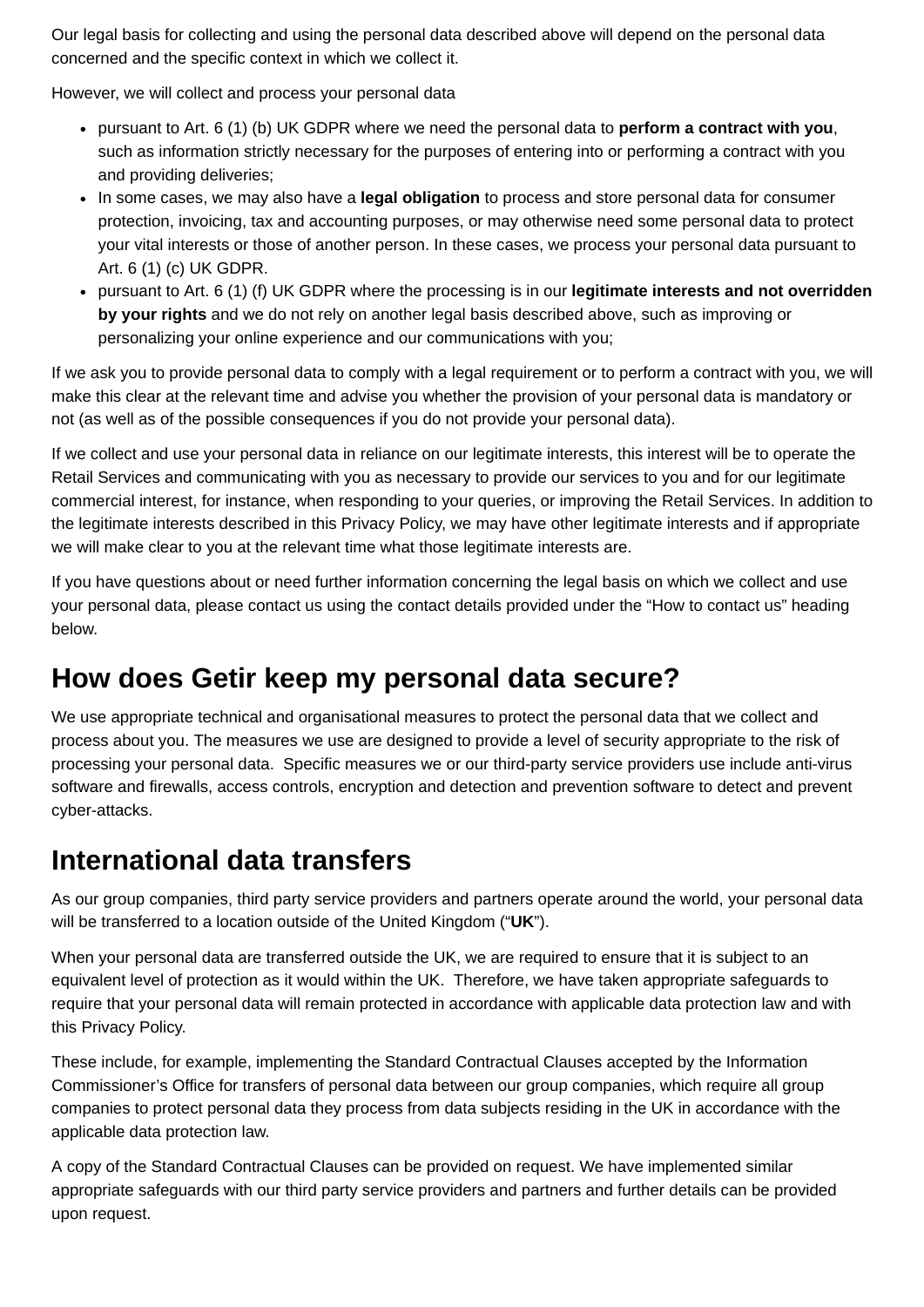Our legal basis for collecting and using the personal data described above will depend on the personal data concerned and the specific context in which we collect it.

However, we will collect and process your personal data

- pursuant to Art. 6 (1) (b) UK GDPR where we need the personal data to **perform a contract with you**, such as information strictly necessary for the purposes of entering into or performing a contract with you and providing deliveries;
- In some cases, we may also have a **legal obligation** to process and store personal data for consumer protection, invoicing, tax and accounting purposes, or may otherwise need some personal data to protect your vital interests or those of another person. In these cases, we process your personal data pursuant to Art. 6 (1) (c) UK GDPR.
- pursuant to Art. 6 (1) (f) UK GDPR where the processing is in our **legitimate interests and not overridden by your rights** and we do not rely on another legal basis described above, such as improving or personalizing your online experience and our communications with you;

If we ask you to provide personal data to comply with a legal requirement or to perform a contract with you, we will make this clear at the relevant time and advise you whether the provision of your personal data is mandatory or not (as well as of the possible consequences if you do not provide your personal data).

If we collect and use your personal data in reliance on our legitimate interests, this interest will be to operate the Retail Services and communicating with you as necessary to provide our services to you and for our legitimate commercial interest, for instance, when responding to your queries, or improving the Retail Services. In addition to the legitimate interests described in this Privacy Policy, we may have other legitimate interests and if appropriate we will make clear to you at the relevant time what those legitimate interests are.

If you have questions about or need further information concerning the legal basis on which we collect and use your personal data, please contact us using the contact details provided under the "How to contact us" heading below.

## How does Getir keep my personal data secure?

We use appropriate technical and organisational measures to protect the personal data that we collect and process about you. The measures we use are designed to provide a level of security appropriate to the risk of processing your personal data. Specific measures we or our third-party service providers use include anti-virus software and firewalls, access controls, encryption and detection and prevention software to detect and prevent cyber-attacks.

## International data transfers

As our group companies, third party service providers and partners operate around the world, your personal data will be transferred to a location outside of the United Kingdom ("**UK**").

When your personal data are transferred outside the UK, we are required to ensure that it is subject to an equivalent level of protection as it would within the UK. Therefore, we have taken appropriate safeguards to require that your personal data will remain protected in accordance with applicable data protection law and with this Privacy Policy.

These include, for example, implementing the Standard Contractual Clauses accepted by the Information Commissioner's Office for transfers of personal data between our group companies, which require all group companies to protect personal data they process from data subjects residing in the UK in accordance with the applicable data protection law.

A copy of the Standard Contractual Clauses can be provided on request. We have implemented similar appropriate safeguards with our third party service providers and partners and further details can be provided upon request.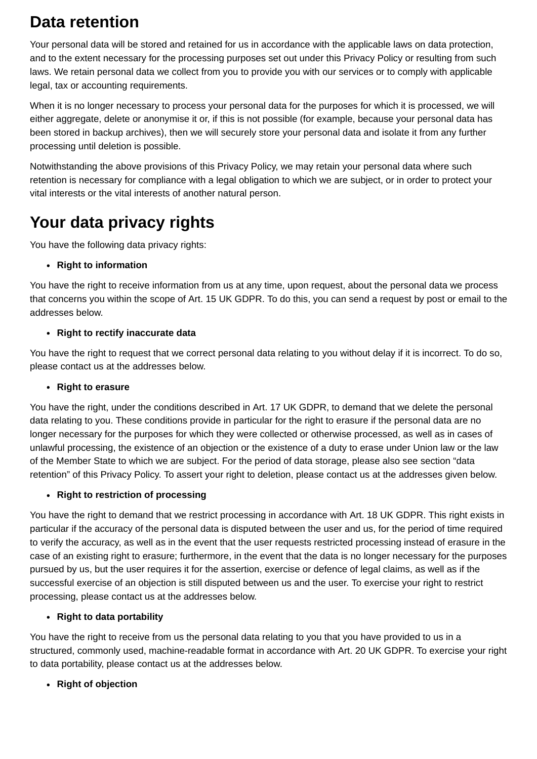# Data retention

Your personal data will be stored and retained for us in accordance with the applicable laws on data protection, and to the extent necessary for the processing purposes set out under this Privacy Policy or resulting from such laws. We retain personal data we collect from you to provide you with our services or to comply with applicable legal, tax or accounting requirements.

When it is no longer necessary to process your personal data for the purposes for which it is processed, we will either aggregate, delete or anonymise it or, if this is not possible (for example, because your personal data has been stored in backup archives), then we will securely store your personal data and isolate it from any further processing until deletion is possible.

Notwithstanding the above provisions of this Privacy Policy, we may retain your personal data where such retention is necessary for compliance with a legal obligation to which we are subject, or in order to protect your vital interests or the vital interests of another natural person.

# Your data privacy rights

You have the following data privacy rights:

- **Right to information**

You have the right to receive information from us at any time, upon request, about the personal data we process that concerns you within the scope of Art. 15 UK GDPR. To do this, you can send a request by post or email to the addresses below.

- **Right to rectify inaccurate data**

You have the right to request that we correct personal data relating to you without delay if it is incorrect. To do so, please contact us at the addresses below.

- **Right to erasure**

You have the right, under the conditions described in Art. 17 UK GDPR, to demand that we delete the personal data relating to you. These conditions provide in particular for the right to erasure if the personal data are no longer necessary for the purposes for which they were collected or otherwise processed, as well as in cases of unlawful processing, the existence of an objection or the existence of a duty to erase under Union law or the law of the Member State to which we are subject. For the period of data storage, please also see section "data retention" of this Privacy Policy. To assert your right to deletion, please contact us at the addresses given below.

- **Right to restriction of processing**

You have the right to demand that we restrict processing in accordance with Art. 18 UK GDPR. This right exists in particular if the accuracy of the personal data is disputed between the user and us, for the period of time required to verify the accuracy, as well as in the event that the user requests restricted processing instead of erasure in the case of an existing right to erasure; furthermore, in the event that the data is no longer necessary for the purposes pursued by us, but the user requires it for the assertion, exercise or defence of legal claims, as well as if the successful exercise of an objection is still disputed between us and the user. To exercise your right to restrict processing, please contact us at the addresses below.

- **Right to data portability**

You have the right to receive from us the personal data relating to you that you have provided to us in a structured, commonly used, machine-readable format in accordance with Art. 20 UK GDPR. To exercise your right to data portability, please contact us at the addresses below.

- **Right of objection**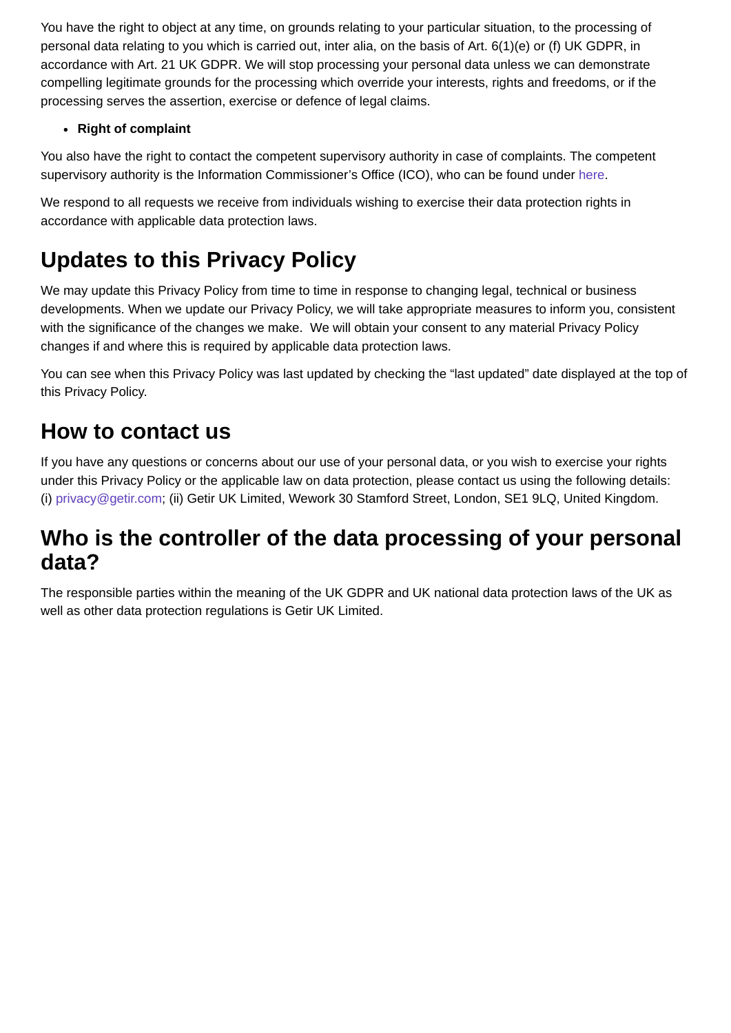You have the right to object at any time, on grounds relating to your particular situation, to the processing of personal data relating to you which is carried out, inter alia, on the basis of Art. 6(1)(e) or (f) UK GDPR, in accordance with Art. 21 UK GDPR. We will stop processing your personal data unless we can demonstrate compelling legitimate grounds for the processing which override your interests, rights and freedoms, or if the processing serves the assertion, exercise or defence of legal claims.

- **Right of complaint**

You also have the right to contact the competent supervisory authority in case of complaints. The competent supervisory authority is the Information Commissioner's Office (ICO), who can be found under here.

We respond to all requests we receive from individuals wishing to exercise their data protection rights in accordance with applicable data protection laws.

# Updates to this Privacy Policy

We may update this Privacy Policy from time to time in response to changing legal, technical or business developments. When we update our Privacy Policy, we will take appropriate measures to inform you, consistent with the significance of the changes we make. We will obtain your consent to any material Privacy Policy changes if and where this is required by applicable data protection laws.

You can see when this Privacy Policy was last updated by checking the "last updated" date displayed at the top of this Privacy Policy.

# How to contact us

If you have any questions or concerns about our use of your personal data, or you wish to exercise your rights under this Privacy Policy or the applicable law on data protection, please contact us using the following details: (i) privacy@getir.com; (ii) Getir UK Limited, Wework 30 Stamford Street, London, SE1 9LQ, United Kingdom.

# Who is the controller of the data processing of your personal data?

The responsible parties within the meaning of the UK GDPR and UK national data protection laws of the UK as well as other data protection regulations is Getir UK Limited.